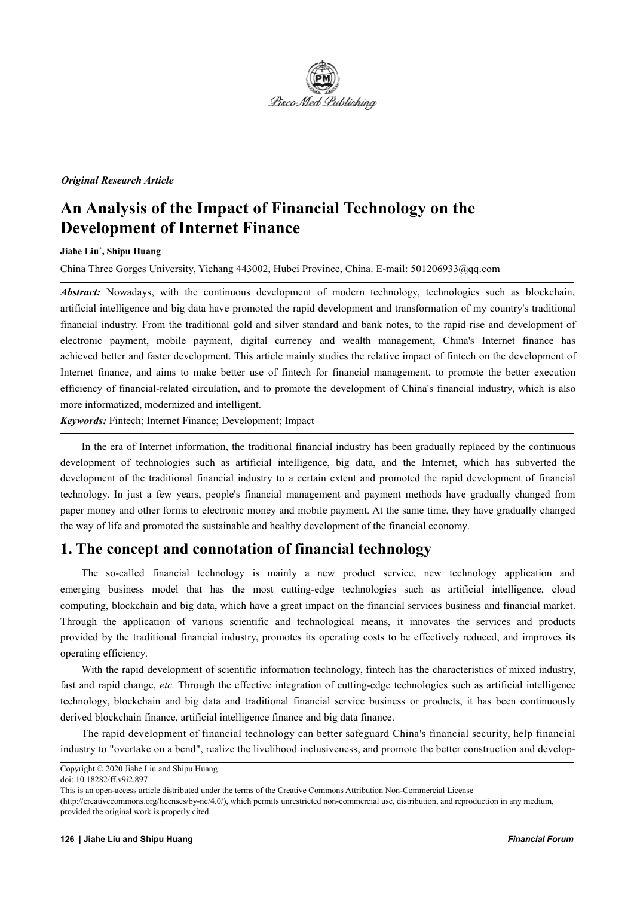*Original Research Article*

# An Analysis of the Impact of Financial Technology on the Development of Internet Finance

**Jiahe Liu[*], Shipu Huang**

China Three Gorges University, Yichang 443002, Hubei Province, China. E-mail: 501206933@qq.com

***Abstract:*** Nowadays, with the continuous development of modern technology, technologies such as blockchain, artificial intelligence and big data have promoted the rapid development and transformation of my country's traditional financial industry. From the traditional gold and silver standard and bank notes, to the rapid rise and development of electronic payment, mobile payment, digital currency and wealth management, China's Internet finance has achieved better and faster development. This article mainly studies the relative impact of fintech on the development of Internet finance, and aims to make better use of fintech for financial management, to promote the better execution efficiency of financial-related circulation, and to promote the development of China's financial industry, which is also more informatized, modernized and intelligent.

***Keywords:*** Fintech; Internet Finance; Development; Impact

In the era of Internet information, the traditional financial industry has been gradually replaced by the continuous development of technologies such as artificial intelligence, big data, and the Internet, which has subverted the development of the traditional financial industry to a certain extent and promoted the rapid development of financial technology. In just a few years, people's financial management and payment methods have gradually changed from paper money and other forms to electronic money and mobile payment. At the same time, they have gradually changed the way of life and promoted the sustainable and healthy development of the financial economy.

## 1. The concept and connotation of financial technology

The so-called financial technology is mainly a new product service, new technology application and emerging business model that has the most cutting-edge technologies such as artificial intelligence, cloud computing, blockchain and big data, which have a great impact on the financial services business and financial market. Through the application of various scientific and technological means, it innovates the services and products provided by the traditional financial industry, promotes its operating costs to be effectively reduced, and improves its operating efficiency.

With the rapid development of scientific information technology, fintech has the characteristics of mixed industry, fast and rapid change, *etc.* Through the effective integration of cutting-edge technologies such as artificial intelligence technology, blockchain and big data and traditional financial service business or products, it has been continuously derived blockchain finance, artificial intelligence finance and big data finance.

The rapid development of financial technology can better safeguard China's financial security, help financial industry to "overtake on a bend", realize the livelihood inclusiveness, and promote the better construction and develop-

Copyright © 2020 Jiahe Liu and Shipu Huang
doi: 10.18282/ff.v9i2.897
This is an open-access article distributed under the terms of the Creative Commons Attribution Non-Commercial License (http://creativecommons.org/licenses/by-nc/4.0/), which permits unrestricted non-commercial use, distribution, and reproduction in any medium, provided the original work is properly cited.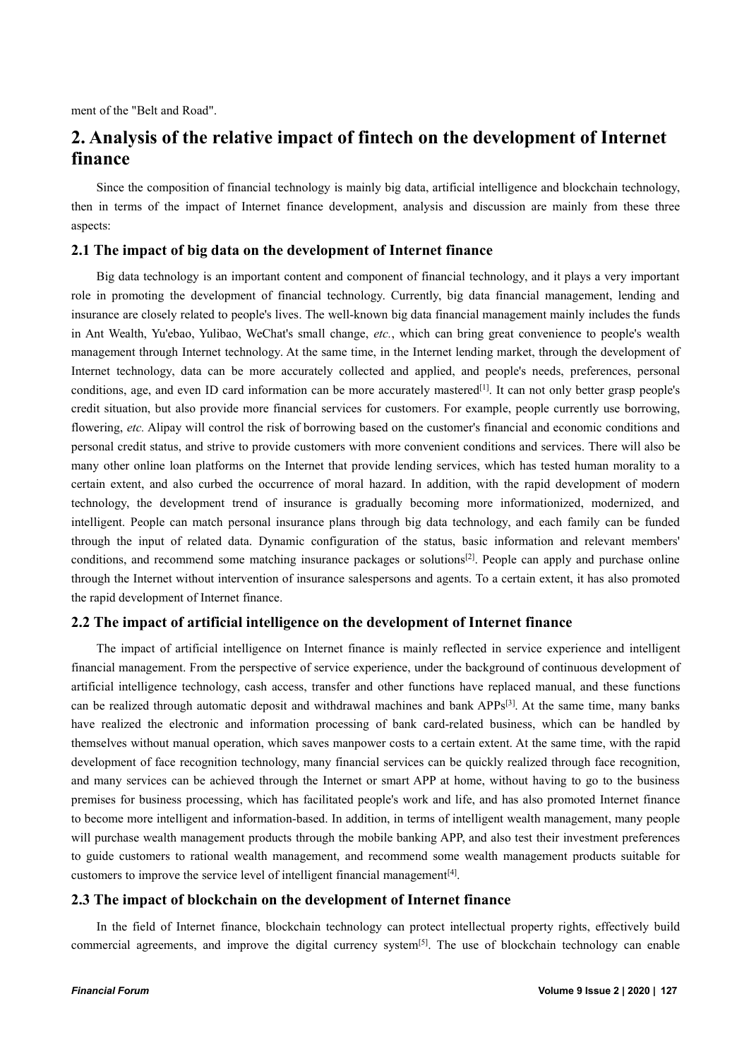ment of the "Belt and Road".

# 2. Analysis of the relative impact of fintech on the development of Internet finance

Since the composition of financial technology is mainly big data, artificial intelligence and blockchain technology, then in terms of the impact of Internet finance development, analysis and discussion are mainly from these three aspects:

## 2.1 The impact of big data on the development of Internet finance

Big data technology is an important content and component of financial technology, and it plays a very important role in promoting the development of financial technology. Currently, big data financial management, lending and insurance are closely related to people's lives. The well-known big data financial management mainly includes the funds in Ant Wealth, Yu'ebao, Yulibao, WeChat's small change, *etc.*, which can bring great convenience to people's wealth management through Internet technology. At the same time, in the Internet lending market, through the development of Internet technology, data can be more accurately collected and applied, and people's needs, preferences, personal conditions, age, and even ID card information can be more accurately mastered[1]. It can not only better grasp people's credit situation, but also provide more financial services for customers. For example, people currently use borrowing, flowering, *etc.* Alipay will control the risk of borrowing based on the customer's financial and economic conditions and personal credit status, and strive to provide customers with more convenient conditions and services. There will also be many other online loan platforms on the Internet that provide lending services, which has tested human morality to a certain extent, and also curbed the occurrence of moral hazard. In addition, with the rapid development of modern technology, the development trend of insurance is gradually becoming more informationized, modernized, and intelligent. People can match personal insurance plans through big data technology, and each family can be funded through the input of related data. Dynamic configuration of the status, basic information and relevant members' conditions, and recommend some matching insurance packages or solutions[2]. People can apply and purchase online through the Internet without intervention of insurance salespersons and agents. To a certain extent, it has also promoted the rapid development of Internet finance.

## 2.2 The impact of artificial intelligence on the development of Internet finance

The impact of artificial intelligence on Internet finance is mainly reflected in service experience and intelligent financial management. From the perspective of service experience, under the background of continuous development of artificial intelligence technology, cash access, transfer and other functions have replaced manual, and these functions can be realized through automatic deposit and withdrawal machines and bank APPs[3]. At the same time, many banks have realized the electronic and information processing of bank card-related business, which can be handled by themselves without manual operation, which saves manpower costs to a certain extent. At the same time, with the rapid development of face recognition technology, many financial services can be quickly realized through face recognition, and many services can be achieved through the Internet or smart APP at home, without having to go to the business premises for business processing, which has facilitated people's work and life, and has also promoted Internet finance to become more intelligent and information-based. In addition, in terms of intelligent wealth management, many people will purchase wealth management products through the mobile banking APP, and also test their investment preferences to guide customers to rational wealth management, and recommend some wealth management products suitable for customers to improve the service level of intelligent financial management[4].

## 2.3 The impact of blockchain on the development of Internet finance

In the field of Internet finance, blockchain technology can protect intellectual property rights, effectively build commercial agreements, and improve the digital currency system[5]. The use of blockchain technology can enable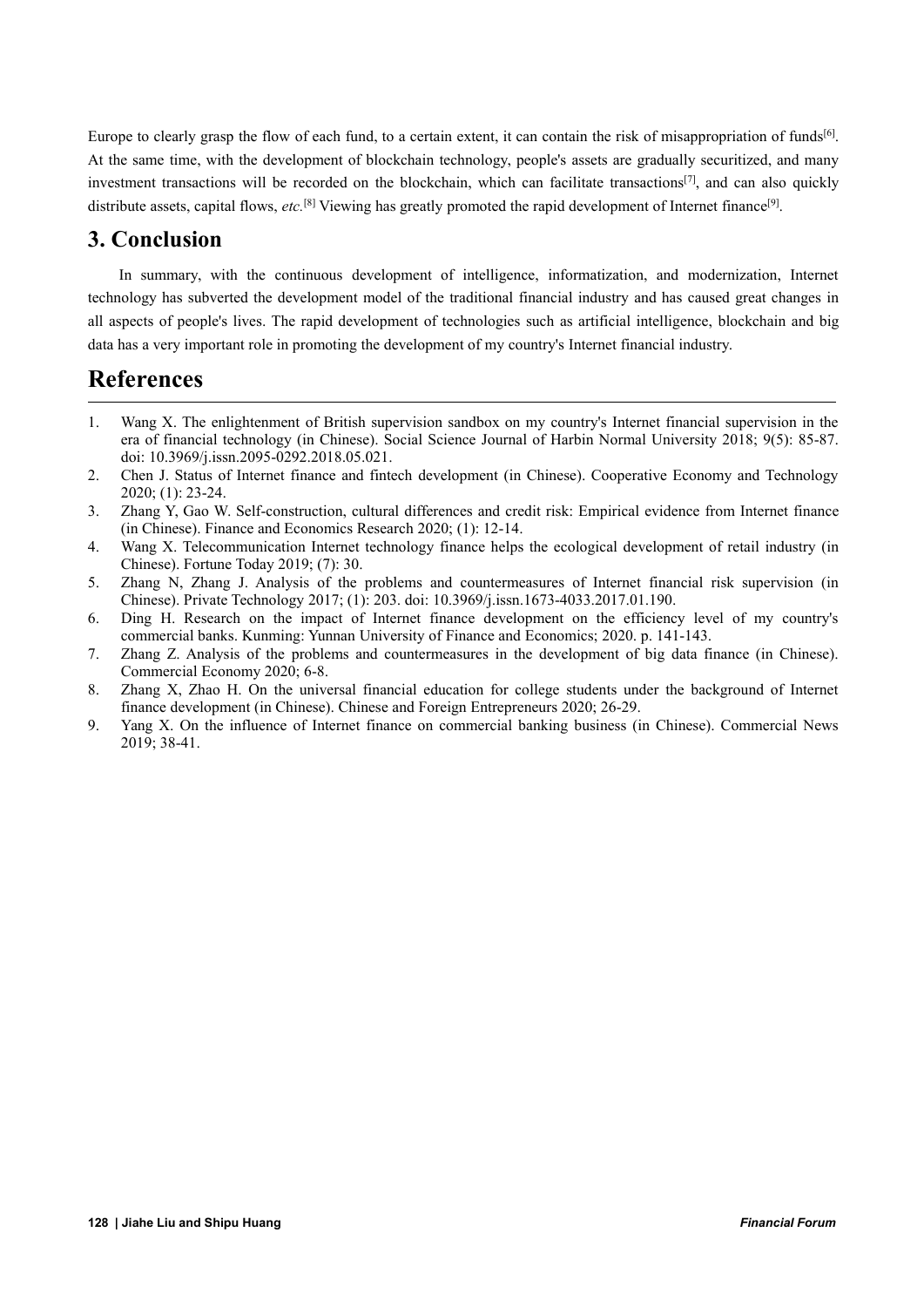Europe to clearly grasp the flow of each fund, to a certain extent, it can contain the risk of misappropriation of funds[6]. At the same time, with the development of blockchain technology, people's assets are gradually securitized, and many investment transactions will be recorded on the blockchain, which can facilitate transactions[7], and can also quickly distribute assets, capital flows, *etc.*[8] Viewing has greatly promoted the rapid development of Internet finance[9].

## 3. Conclusion

In summary, with the continuous development of intelligence, informatization, and modernization, Internet technology has subverted the development model of the traditional financial industry and has caused great changes in all aspects of people's lives. The rapid development of technologies such as artificial intelligence, blockchain and big data has a very important role in promoting the development of my country's Internet financial industry.

## References

1. Wang X. The enlightenment of British supervision sandbox on my country's Internet financial supervision in the era of financial technology (in Chinese). Social Science Journal of Harbin Normal University 2018; 9(5): 85-87. doi: 10.3969/j.issn.2095-0292.2018.05.021.
2. Chen J. Status of Internet finance and fintech development (in Chinese). Cooperative Economy and Technology 2020; (1): 23-24.
3. Zhang Y, Gao W. Self-construction, cultural differences and credit risk: Empirical evidence from Internet finance (in Chinese). Finance and Economics Research 2020; (1): 12-14.
4. Wang X. Telecommunication Internet technology finance helps the ecological development of retail industry (in Chinese). Fortune Today 2019; (7): 30.
5. Zhang N, Zhang J. Analysis of the problems and countermeasures of Internet financial risk supervision (in Chinese). Private Technology 2017; (1): 203. doi: 10.3969/j.issn.1673-4033.2017.01.190.
6. Ding H. Research on the impact of Internet finance development on the efficiency level of my country's commercial banks. Kunming: Yunnan University of Finance and Economics; 2020. p. 141-143.
7. Zhang Z. Analysis of the problems and countermeasures in the development of big data finance (in Chinese). Commercial Economy 2020; 6-8.
8. Zhang X, Zhao H. On the universal financial education for college students under the background of Internet finance development (in Chinese). Chinese and Foreign Entrepreneurs 2020; 26-29.
9. Yang X. On the influence of Internet finance on commercial banking business (in Chinese). Commercial News 2019; 38-41.